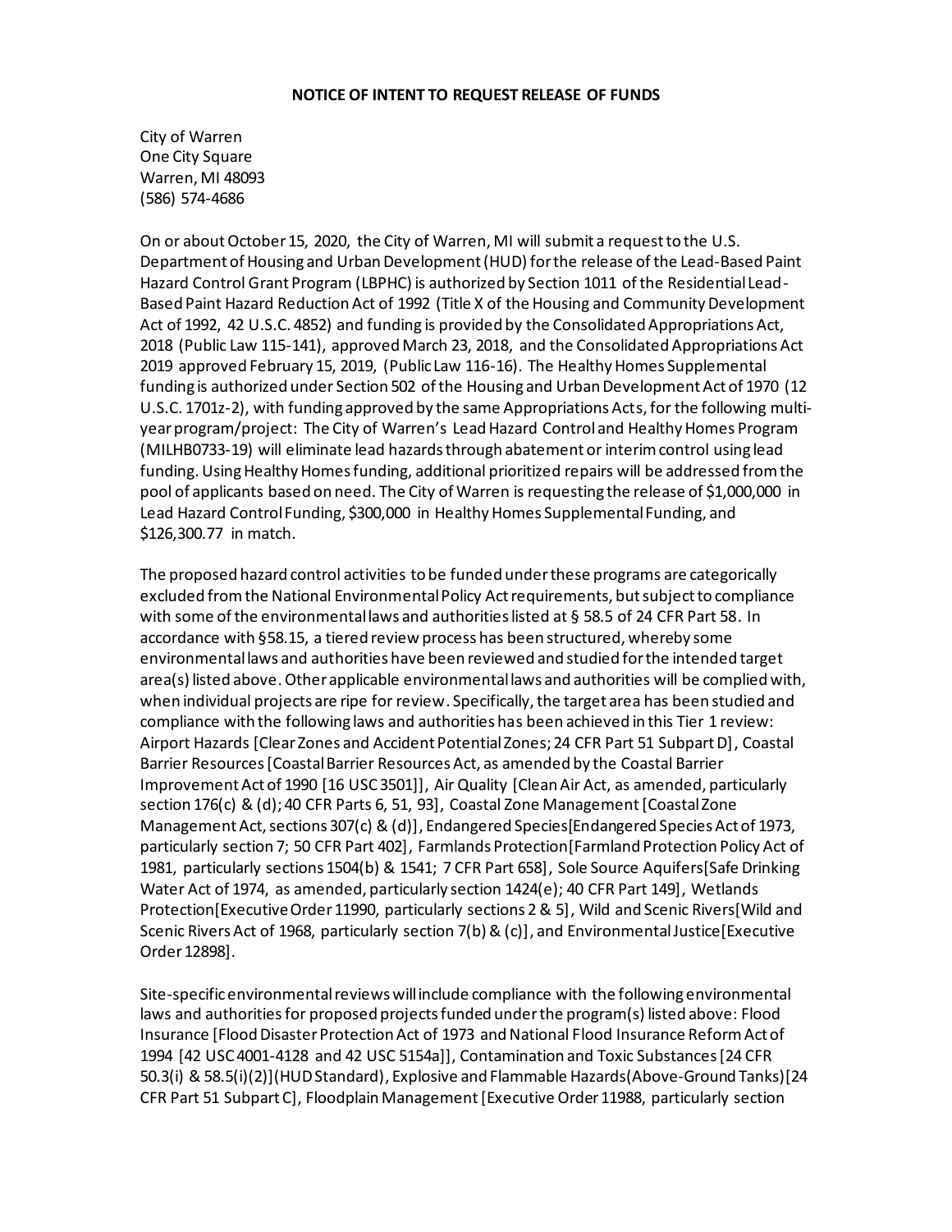**NOTICE OF INTENT TO REQUEST RELEASE OF FUNDS**

City of Warren
One City Square
Warren, MI 48093
(586) 574-4686

On or about October 15, 2020, the City of Warren, MI will submit a request to the U.S. Department of Housing and Urban Development (HUD) for the release of the Lead-Based Paint Hazard Control Grant Program (LBPHC) is authorized by Section 1011 of the Residential Lead-Based Paint Hazard Reduction Act of 1992 (Title X of the Housing and Community Development Act of 1992, 42 U.S.C. 4852) and funding is provided by the Consolidated Appropriations Act, 2018 (Public Law 115-141), approved March 23, 2018, and the Consolidated Appropriations Act 2019 approved February 15, 2019, (Public Law 116-16). The Healthy Homes Supplemental funding is authorized under Section 502 of the Housing and Urban Development Act of 1970 (12 U.S.C. 1701z-2), with funding approved by the same Appropriations Acts, for the following multi-year program/project: The City of Warren's Lead Hazard Control and Healthy Homes Program (MILHB0733-19) will eliminate lead hazards through abatement or interim control using lead funding. Using Healthy Homes funding, additional prioritized repairs will be addressed from the pool of applicants based on need. The City of Warren is requesting the release of $1,000,000 in Lead Hazard Control Funding, $300,000 in Healthy Homes Supplemental Funding, and $126,300.77 in match.

The proposed hazard control activities to be funded under these programs are categorically excluded from the National Environmental Policy Act requirements, but subject to compliance with some of the environmental laws and authorities listed at § 58.5 of 24 CFR Part 58. In accordance with §58.15, a tiered review process has been structured, whereby some environmental laws and authorities have been reviewed and studied for the intended target area(s) listed above. Other applicable environmental laws and authorities will be complied with, when individual projects are ripe for review. Specifically, the target area has been studied and compliance with the following laws and authorities has been achieved in this Tier 1 review: Airport Hazards [Clear Zones and Accident Potential Zones; 24 CFR Part 51 Subpart D], Coastal Barrier Resources [Coastal Barrier Resources Act, as amended by the Coastal Barrier Improvement Act of 1990 [16 USC 3501]], Air Quality [Clean Air Act, as amended, particularly section 176(c) & (d); 40 CFR Parts 6, 51, 93], Coastal Zone Management [Coastal Zone Management Act, sections 307(c) & (d)], Endangered Species [Endangered Species Act of 1973, particularly section 7; 50 CFR Part 402], Farmlands Protection [Farmland Protection Policy Act of 1981, particularly sections 1504(b) & 1541; 7 CFR Part 658], Sole Source Aquifers [Safe Drinking Water Act of 1974, as amended, particularly section 1424(e); 40 CFR Part 149], Wetlands Protection [Executive Order 11990, particularly sections 2 & 5], Wild and Scenic Rivers [Wild and Scenic Rivers Act of 1968, particularly section 7(b) & (c)], and Environmental Justice [Executive Order 12898].

Site-specific environmental reviews will include compliance with the following environmental laws and authorities for proposed projects funded under the program(s) listed above: Flood Insurance [Flood Disaster Protection Act of 1973 and National Flood Insurance Reform Act of 1994 [42 USC 4001-4128 and 42 USC 5154a]], Contamination and Toxic Substances [24 CFR 50.3(i) & 58.5(i)(2)] (HUD Standard), Explosive and Flammable Hazards (Above-Ground Tanks) [24 CFR Part 51 Subpart C], Floodplain Management [Executive Order 11988, particularly section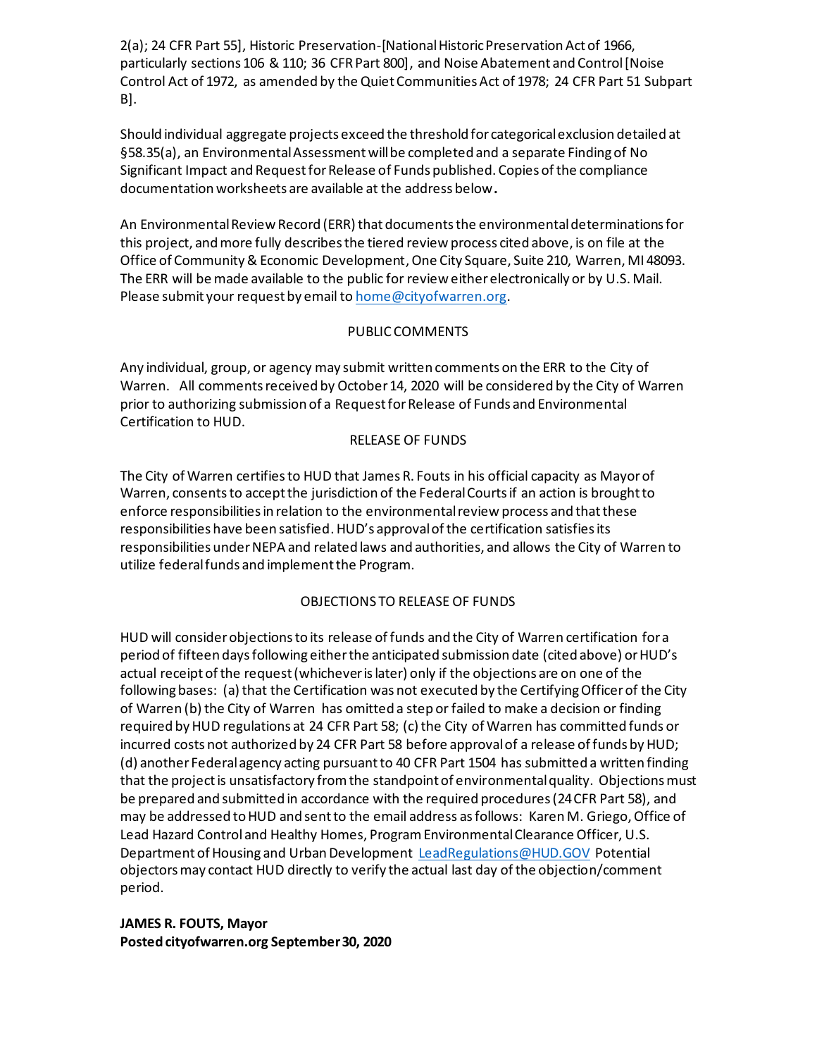2(a); 24 CFR Part 55], Historic Preservation-[National Historic Preservation Act of 1966, particularly sections 106 & 110; 36 CFR Part 800], and Noise Abatement and Control [Noise Control Act of 1972, as amended by the Quiet Communities Act of 1978; 24 CFR Part 51 Subpart B].

Should individual aggregate projects exceed the threshold for categorical exclusion detailed at §58.35(a), an Environmental Assessment will be completed and a separate Finding of No Significant Impact and Request for Release of Funds published. Copies of the compliance documentation worksheets are available at the address below.

An Environmental Review Record (ERR) that documents the environmental determinations for this project, and more fully describes the tiered review process cited above, is on file at the Office of Community & Economic Development, One City Square, Suite 210, Warren, MI 48093. The ERR will be made available to the public for review either electronically or by U.S. Mail. Please submit your request by email to home@cityofwarren.org.

## PUBLIC COMMENTS

Any individual, group, or agency may submit written comments on the ERR to the City of Warren. All comments received by October 14, 2020 will be considered by the City of Warren prior to authorizing submission of a Request for Release of Funds and Environmental Certification to HUD.

## RELEASE OF FUNDS

The City of Warren certifies to HUD that James R. Fouts in his official capacity as Mayor of Warren, consents to accept the jurisdiction of the Federal Courts if an action is brought to enforce responsibilities in relation to the environmental review process and that these responsibilities have been satisfied. HUD's approval of the certification satisfies its responsibilities under NEPA and related laws and authorities, and allows the City of Warren to utilize federal funds and implement the Program.

## OBJECTIONS TO RELEASE OF FUNDS

HUD will consider objections to its release of funds and the City of Warren certification for a period of fifteen days following either the anticipated submission date (cited above) or HUD's actual receipt of the request (whichever is later) only if the objections are on one of the following bases: (a) that the Certification was not executed by the Certifying Officer of the City of Warren (b) the City of Warren has omitted a step or failed to make a decision or finding required by HUD regulations at 24 CFR Part 58; (c) the City of Warren has committed funds or incurred costs not authorized by 24 CFR Part 58 before approval of a release of funds by HUD; (d) another Federal agency acting pursuant to 40 CFR Part 1504 has submitted a written finding that the project is unsatisfactory from the standpoint of environmental quality. Objections must be prepared and submitted in accordance with the required procedures (24 CFR Part 58), and may be addressed to HUD and sent to the email address as follows: Karen M. Griego, Office of Lead Hazard Control and Healthy Homes, Program Environmental Clearance Officer, U.S. Department of Housing and Urban Development LeadRegulations@HUD.GOV Potential objectors may contact HUD directly to verify the actual last day of the objection/comment period.

**JAMES R. FOUTS, Mayor**
**Posted cityofwarren.org September 30, 2020**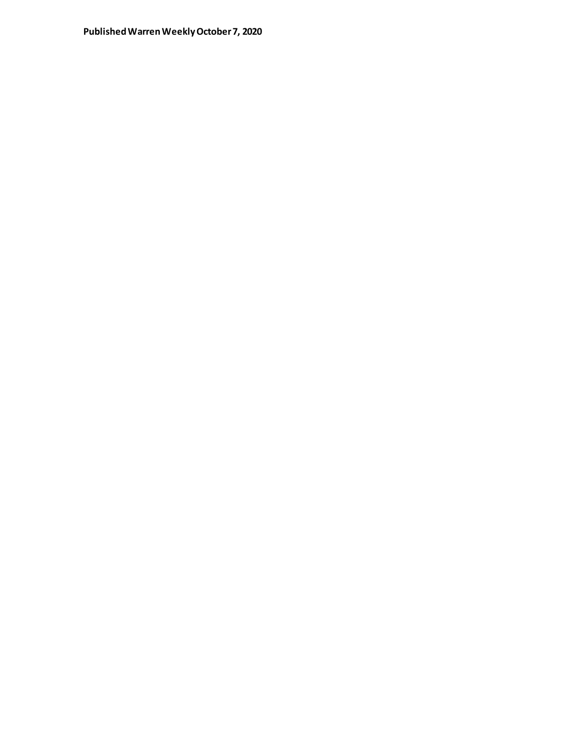**Published Warren Weekly October 7, 2020**